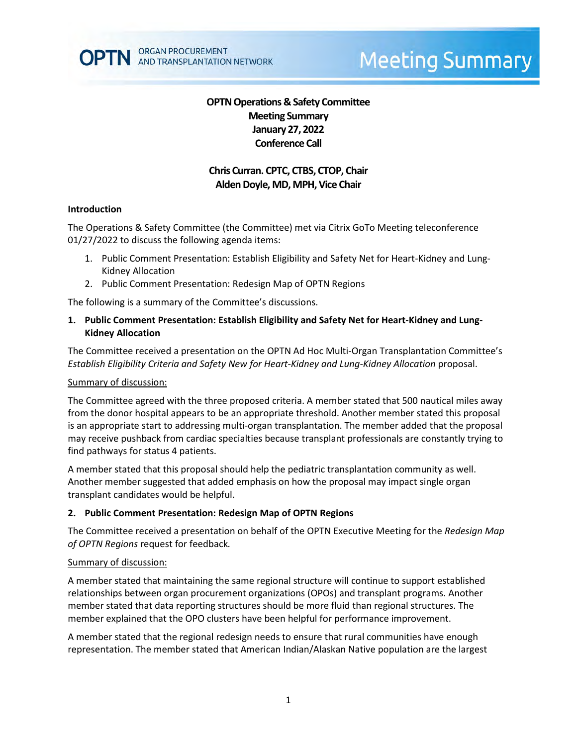OPTN ORGAN PROCUREMENT AND TRANSPLANTATION NETWORK

Meeting Summary

# OPTN Operations & Safety Committee Meeting Summary January 27, 2022 Conference Call

**Chris Curran. CPTC, CTBS, CTOP, Chair**
**Alden Doyle, MD, MPH, Vice Chair**

## Introduction

The Operations & Safety Committee (the Committee) met via Citrix GoTo Meeting teleconference 01/27/2022 to discuss the following agenda items:

1. Public Comment Presentation: Establish Eligibility and Safety Net for Heart-Kidney and Lung-Kidney Allocation
2. Public Comment Presentation: Redesign Map of OPTN Regions

The following is a summary of the Committee's discussions.

## 1. Public Comment Presentation: Establish Eligibility and Safety Net for Heart-Kidney and Lung-Kidney Allocation

The Committee received a presentation on the OPTN Ad Hoc Multi-Organ Transplantation Committee's *Establish Eligibility Criteria and Safety New for Heart-Kidney and Lung-Kidney Allocation* proposal.

Summary of discussion:

The Committee agreed with the three proposed criteria. A member stated that 500 nautical miles away from the donor hospital appears to be an appropriate threshold. Another member stated this proposal is an appropriate start to addressing multi-organ transplantation. The member added that the proposal may receive pushback from cardiac specialties because transplant professionals are constantly trying to find pathways for status 4 patients.

A member stated that this proposal should help the pediatric transplantation community as well. Another member suggested that added emphasis on how the proposal may impact single organ transplant candidates would be helpful.

## 2. Public Comment Presentation: Redesign Map of OPTN Regions

The Committee received a presentation on behalf of the OPTN Executive Meeting for the *Redesign Map of OPTN Regions* request for feedback.

Summary of discussion:

A member stated that maintaining the same regional structure will continue to support established relationships between organ procurement organizations (OPOs) and transplant programs. Another member stated that data reporting structures should be more fluid than regional structures. The member explained that the OPO clusters have been helpful for performance improvement.

A member stated that the regional redesign needs to ensure that rural communities have enough representation. The member stated that American Indian/Alaskan Native population are the largest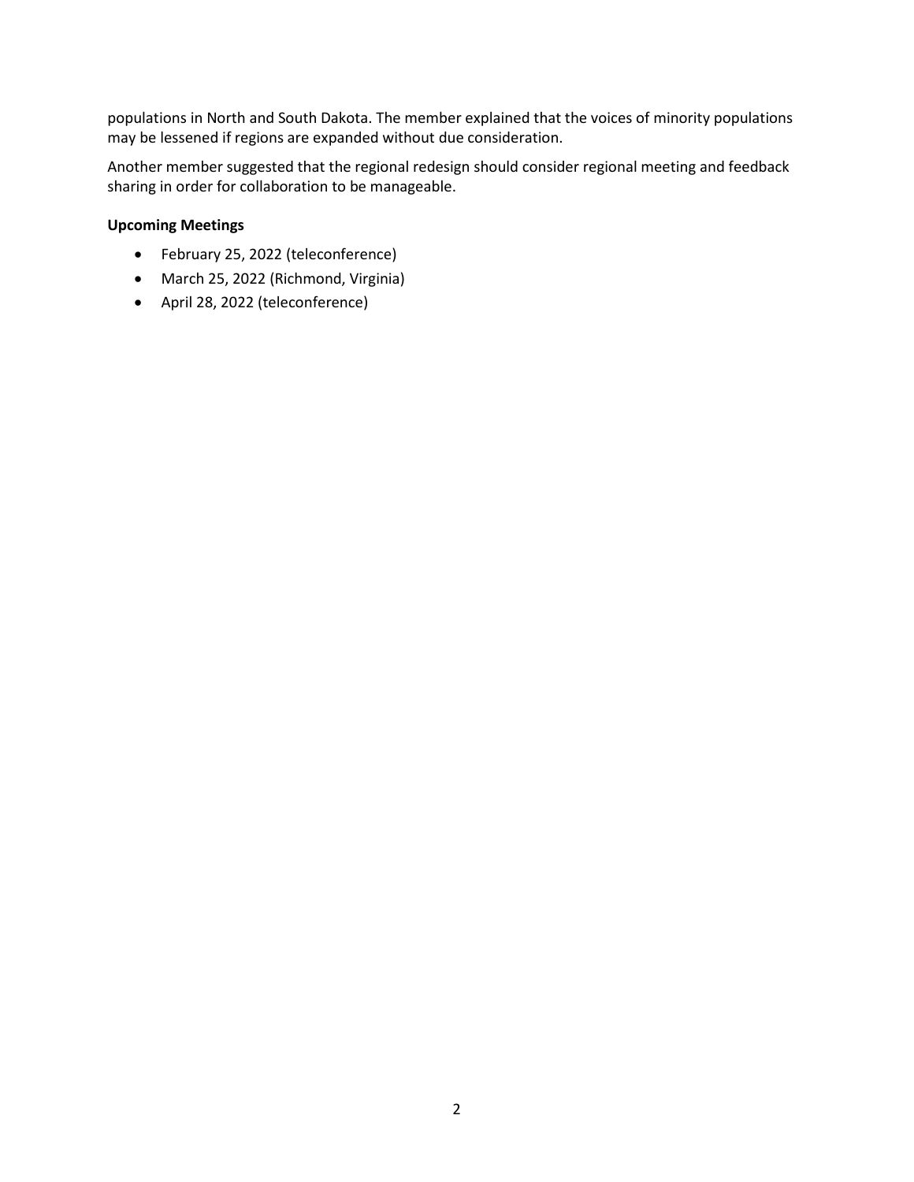populations in North and South Dakota. The member explained that the voices of minority populations may be lessened if regions are expanded without due consideration.

Another member suggested that the regional redesign should consider regional meeting and feedback sharing in order for collaboration to be manageable.

**Upcoming Meetings**

- February 25, 2022 (teleconference)
- March 25, 2022 (Richmond, Virginia)
- April 28, 2022 (teleconference)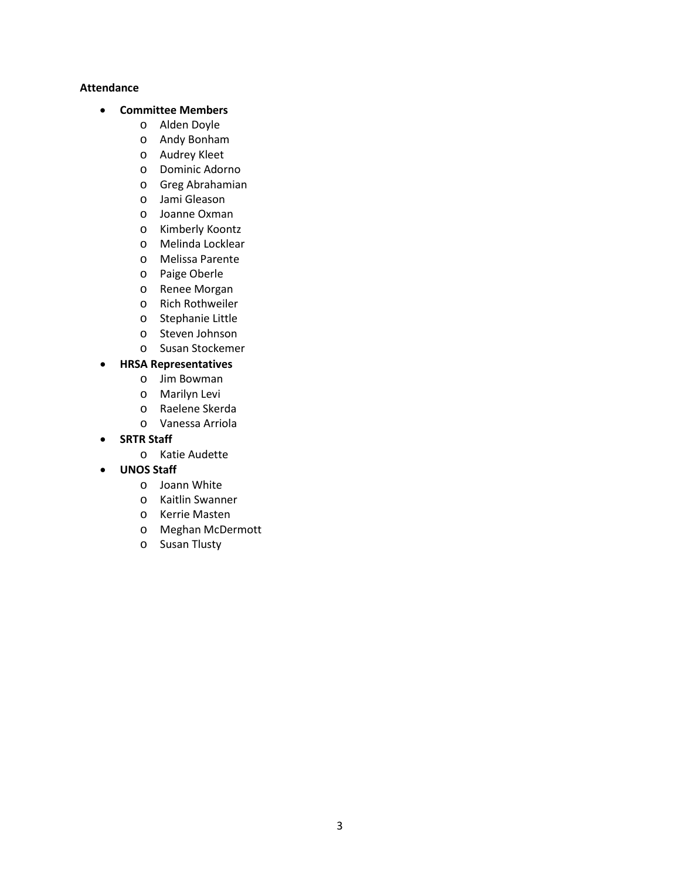**Attendance**

- **Committee Members**
  - Alden Doyle
  - Andy Bonham
  - Audrey Kleet
  - Dominic Adorno
  - Greg Abrahamian
  - Jami Gleason
  - Joanne Oxman
  - Kimberly Koontz
  - Melinda Locklear
  - Melissa Parente
  - Paige Oberle
  - Renee Morgan
  - Rich Rothweiler
  - Stephanie Little
  - Steven Johnson
  - Susan Stockemer
- **HRSA Representatives**
  - Jim Bowman
  - Marilyn Levi
  - Raelene Skerda
  - Vanessa Arriola
- **SRTR Staff**
  - Katie Audette
- **UNOS Staff**
  - Joann White
  - Kaitlin Swanner
  - Kerrie Masten
  - Meghan McDermott
  - Susan Tlusty